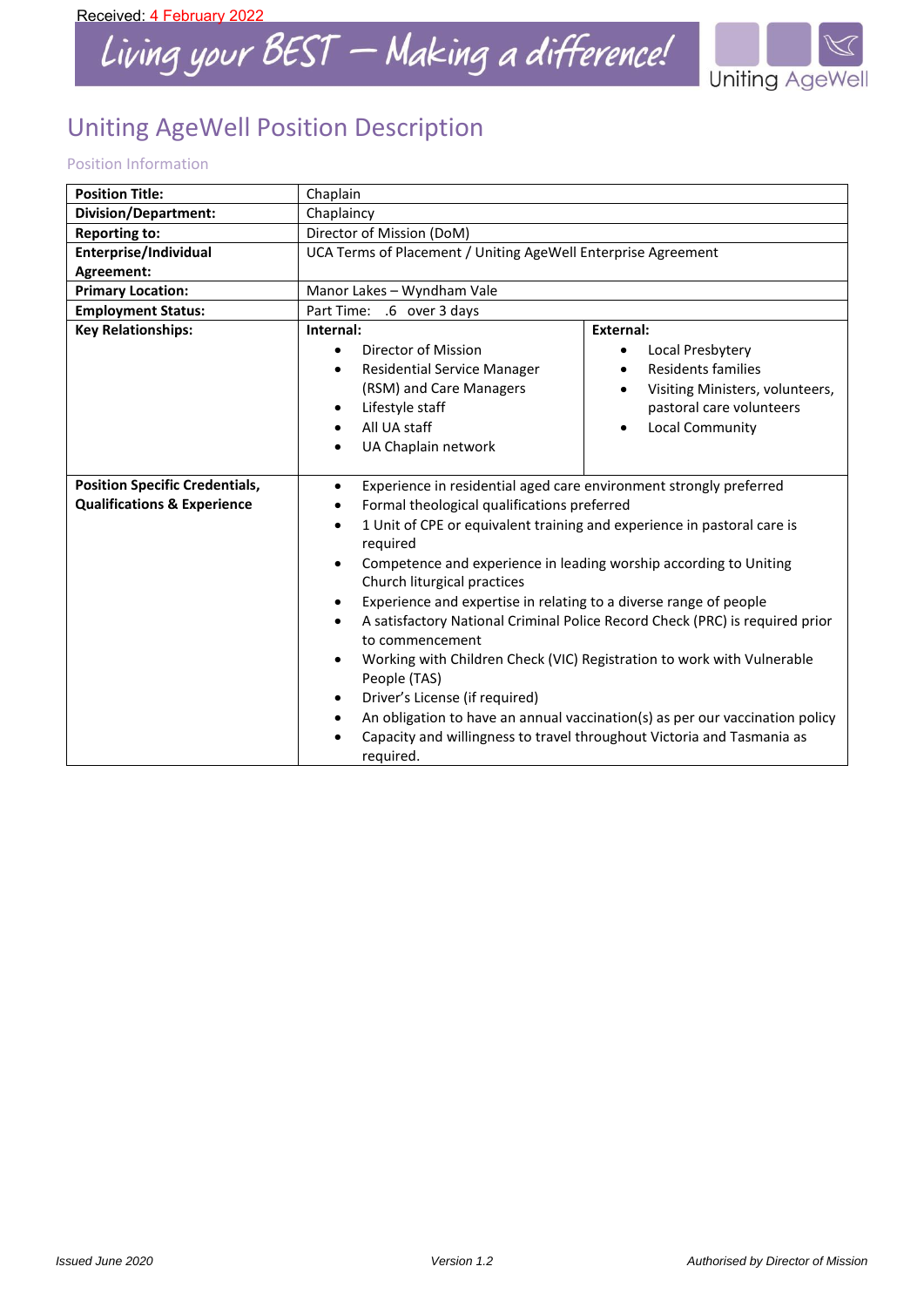Received: 4 February 2022

Living your BEST – Making a difference!

Uniting AgeWell

# Uniting AgeWell Position Description

## Position Information

| **Position Title:** | Chaplain | |
|---|---|---|
| **Division/Department:** | Chaplaincy | |
| **Reporting to:** | Director of Mission (DoM) | |
| **Enterprise/Individual Agreement:** | UCA Terms of Placement / Uniting AgeWell Enterprise Agreement | |
| **Primary Location:** | Manor Lakes – Wyndham Vale | |
| **Employment Status:** | Part Time: .6 over 3 days | |
| **Key Relationships:** | **Internal:**<br>• Director of Mission<br>• Residential Service Manager (RSM) and Care Managers<br>• Lifestyle staff<br>• All UA staff<br>• UA Chaplain network | **External:**<br>• Local Presbytery<br>• Residents families<br>• Visiting Ministers, volunteers, pastoral care volunteers<br>• Local Community |
| **Position Specific Credentials, Qualifications & Experience** | • Experience in residential aged care environment strongly preferred<br>• Formal theological qualifications preferred<br>• 1 Unit of CPE or equivalent training and experience in pastoral care is required<br>• Competence and experience in leading worship according to Uniting Church liturgical practices<br>• Experience and expertise in relating to a diverse range of people<br>• A satisfactory National Criminal Police Record Check (PRC) is required prior to commencement<br>• Working with Children Check (VIC) Registration to work with Vulnerable People (TAS)<br>• Driver's License (if required)<br>• An obligation to have an annual vaccination(s) as per our vaccination policy<br>• Capacity and willingness to travel throughout Victoria and Tasmania as required. | |

*Issued June 2020* *Version 1.2* *Authorised by Director of Mission*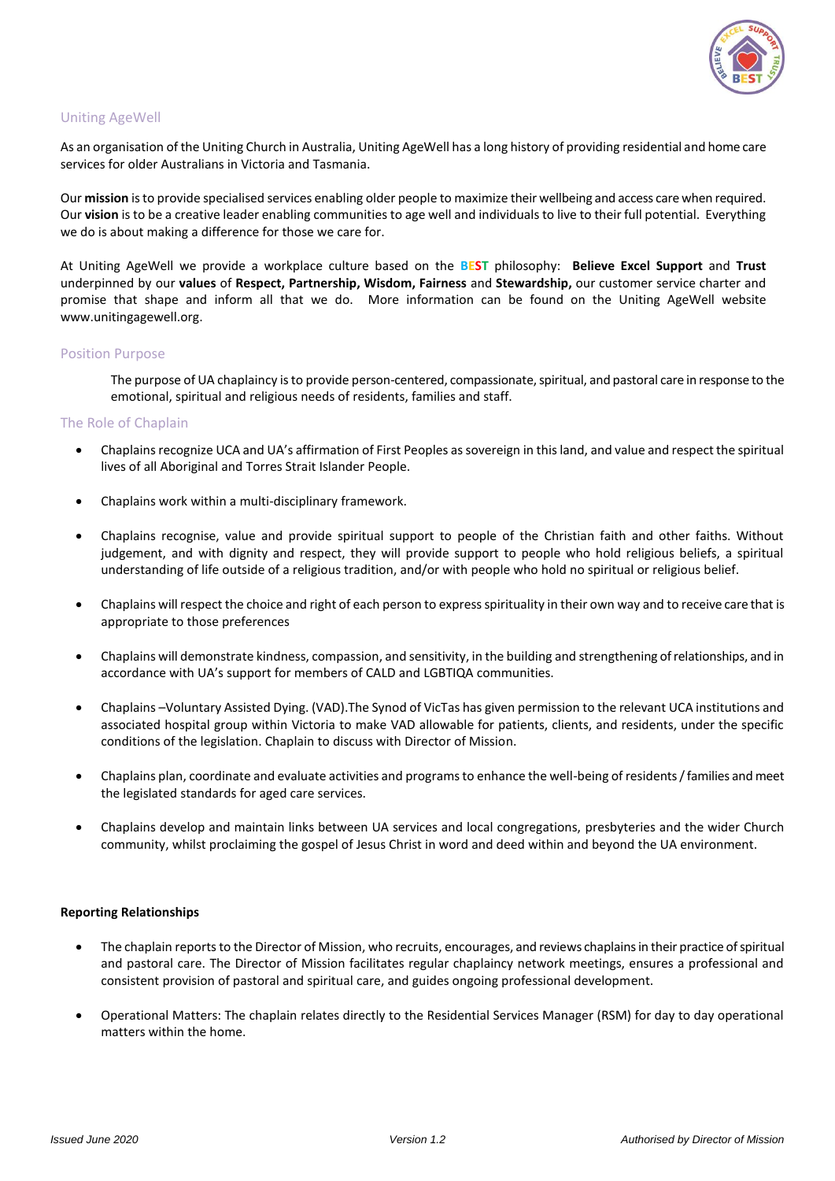## Uniting AgeWell

As an organisation of the Uniting Church in Australia, Uniting AgeWell has a long history of providing residential and home care services for older Australians in Victoria and Tasmania.

Our **mission** is to provide specialised services enabling older people to maximize their wellbeing and access care when required. Our **vision** is to be a creative leader enabling communities to age well and individuals to live to their full potential. Everything we do is about making a difference for those we care for.

At Uniting AgeWell we provide a workplace culture based on the **BEST** philosophy: **Believe Excel Support** and **Trust** underpinned by our **values** of **Respect, Partnership, Wisdom, Fairness** and **Stewardship,** our customer service charter and promise that shape and inform all that we do. More information can be found on the Uniting AgeWell website www.unitingagewell.org.

## Position Purpose

The purpose of UA chaplaincy is to provide person-centered, compassionate, spiritual, and pastoral care in response to the emotional, spiritual and religious needs of residents, families and staff.

## The Role of Chaplain

- Chaplains recognize UCA and UA's affirmation of First Peoples as sovereign in this land, and value and respect the spiritual lives of all Aboriginal and Torres Strait Islander People.
- Chaplains work within a multi-disciplinary framework.
- Chaplains recognise, value and provide spiritual support to people of the Christian faith and other faiths. Without judgement, and with dignity and respect, they will provide support to people who hold religious beliefs, a spiritual understanding of life outside of a religious tradition, and/or with people who hold no spiritual or religious belief.
- Chaplains will respect the choice and right of each person to express spirituality in their own way and to receive care that is appropriate to those preferences
- Chaplains will demonstrate kindness, compassion, and sensitivity, in the building and strengthening of relationships, and in accordance with UA's support for members of CALD and LGBTIQA communities.
- Chaplains –Voluntary Assisted Dying. (VAD).The Synod of VicTas has given permission to the relevant UCA institutions and associated hospital group within Victoria to make VAD allowable for patients, clients, and residents, under the specific conditions of the legislation. Chaplain to discuss with Director of Mission.
- Chaplains plan, coordinate and evaluate activities and programs to enhance the well-being of residents / families and meet the legislated standards for aged care services.
- Chaplains develop and maintain links between UA services and local congregations, presbyteries and the wider Church community, whilst proclaiming the gospel of Jesus Christ in word and deed within and beyond the UA environment.

**Reporting Relationships**

- The chaplain reports to the Director of Mission, who recruits, encourages, and reviews chaplains in their practice of spiritual and pastoral care. The Director of Mission facilitates regular chaplaincy network meetings, ensures a professional and consistent provision of pastoral and spiritual care, and guides ongoing professional development.
- Operational Matters: The chaplain relates directly to the Residential Services Manager (RSM) for day to day operational matters within the home.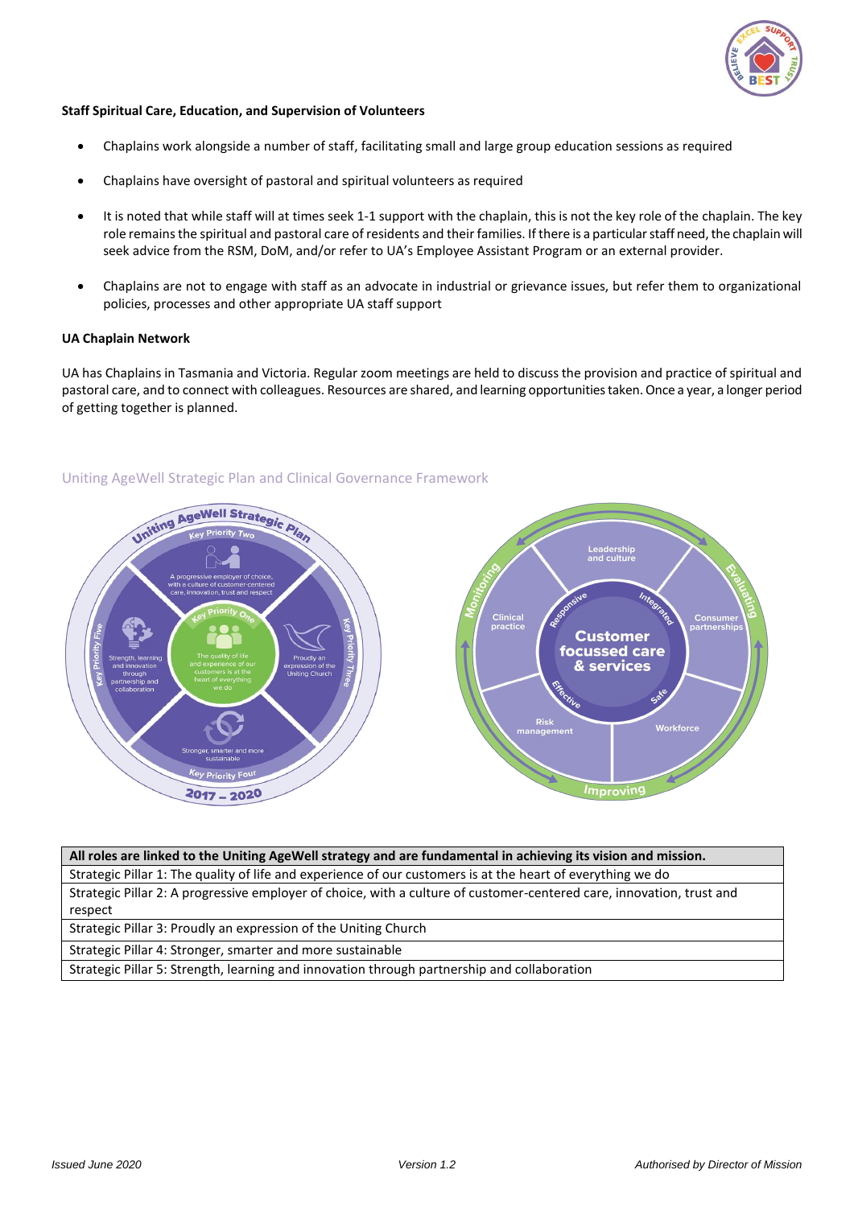**Staff Spiritual Care, Education, and Supervision of Volunteers**

- Chaplains work alongside a number of staff, facilitating small and large group education sessions as required
- Chaplains have oversight of pastoral and spiritual volunteers as required
- It is noted that while staff will at times seek 1-1 support with the chaplain, this is not the key role of the chaplain. The key role remains the spiritual and pastoral care of residents and their families. If there is a particular staff need, the chaplain will seek advice from the RSM, DoM, and/or refer to UA's Employee Assistant Program or an external provider.
- Chaplains are not to engage with staff as an advocate in industrial or grievance issues, but refer them to organizational policies, processes and other appropriate UA staff support

**UA Chaplain Network**

UA has Chaplains in Tasmania and Victoria. Regular zoom meetings are held to discuss the provision and practice of spiritual and pastoral care, and to connect with colleagues. Resources are shared, and learning opportunities taken. Once a year, a longer period of getting together is planned.

## Uniting AgeWell Strategic Plan and Clinical Governance Framework

| All roles are linked to the Uniting AgeWell strategy and are fundamental in achieving its vision and mission. |
|---|
| Strategic Pillar 1: The quality of life and experience of our customers is at the heart of everything we do |
| Strategic Pillar 2: A progressive employer of choice, with a culture of customer-centered care, innovation, trust and respect |
| Strategic Pillar 3: Proudly an expression of the Uniting Church |
| Strategic Pillar 4: Stronger, smarter and more sustainable |
| Strategic Pillar 5: Strength, learning and innovation through partnership and collaboration |

*Issued June 2020* *Version 1.2* *Authorised by Director of Mission*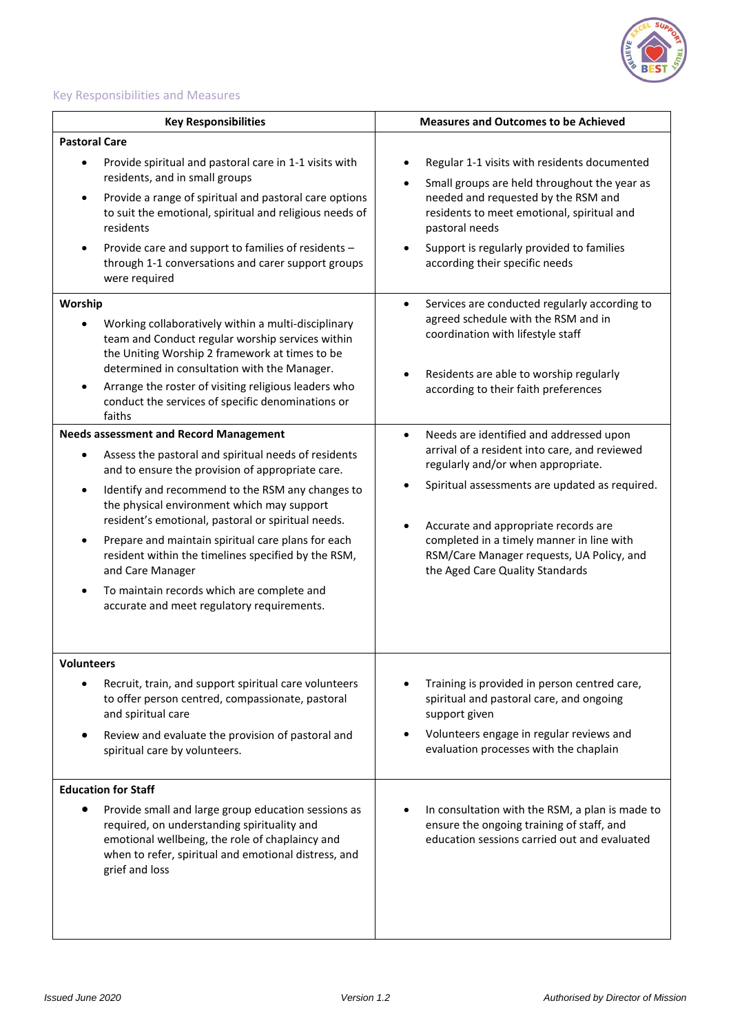## Key Responsibilities and Measures

| Key Responsibilities | Measures and Outcomes to be Achieved |
|---|---|
| **Pastoral Care**<br>• Provide spiritual and pastoral care in 1-1 visits with residents, and in small groups<br>• Provide a range of spiritual and pastoral care options to suit the emotional, spiritual and religious needs of residents<br>• Provide care and support to families of residents – through 1-1 conversations and carer support groups were required | • Regular 1-1 visits with residents documented<br>• Small groups are held throughout the year as needed and requested by the RSM and residents to meet emotional, spiritual and pastoral needs<br>• Support is regularly provided to families according their specific needs |
| **Worship**<br>• Working collaboratively within a multi-disciplinary team and Conduct regular worship services within the Uniting Worship 2 framework at times to be determined in consultation with the Manager.<br>• Arrange the roster of visiting religious leaders who conduct the services of specific denominations or faiths | • Services are conducted regularly according to agreed schedule with the RSM and in coordination with lifestyle staff<br>• Residents are able to worship regularly according to their faith preferences |
| **Needs assessment and Record Management**<br>• Assess the pastoral and spiritual needs of residents and to ensure the provision of appropriate care.<br>• Identify and recommend to the RSM any changes to the physical environment which may support resident's emotional, pastoral or spiritual needs.<br>• Prepare and maintain spiritual care plans for each resident within the timelines specified by the RSM, and Care Manager<br>• To maintain records which are complete and accurate and meet regulatory requirements. | • Needs are identified and addressed upon arrival of a resident into care, and reviewed regularly and/or when appropriate.<br>• Spiritual assessments are updated as required.<br>• Accurate and appropriate records are completed in a timely manner in line with RSM/Care Manager requests, UA Policy, and the Aged Care Quality Standards |
| **Volunteers**<br>• Recruit, train, and support spiritual care volunteers to offer person centred, compassionate, pastoral and spiritual care<br>• Review and evaluate the provision of pastoral and spiritual care by volunteers. | • Training is provided in person centred care, spiritual and pastoral care, and ongoing support given<br>• Volunteers engage in regular reviews and evaluation processes with the chaplain |
| **Education for Staff**<br>• Provide small and large group education sessions as required, on understanding spirituality and emotional wellbeing, the role of chaplaincy and when to refer, spiritual and emotional distress, and grief and loss | • In consultation with the RSM, a plan is made to ensure the ongoing training of staff, and education sessions carried out and evaluated |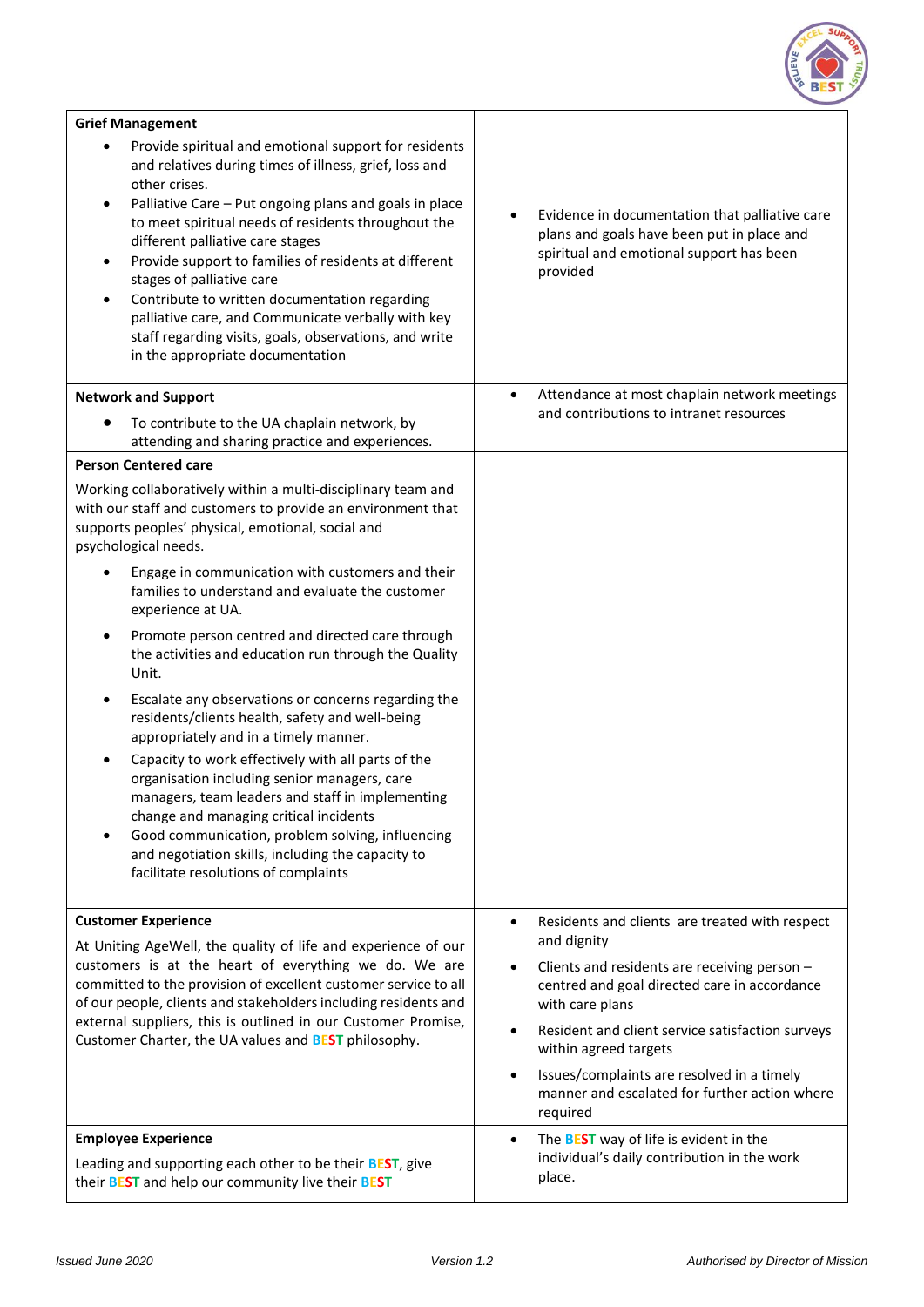| | |
|---|---|
| **Grief Management**<br>• Provide spiritual and emotional support for residents and relatives during times of illness, grief, loss and other crises.<br>• Palliative Care – Put ongoing plans and goals in place to meet spiritual needs of residents throughout the different palliative care stages<br>• Provide support to families of residents at different stages of palliative care<br>• Contribute to written documentation regarding palliative care, and Communicate verbally with key staff regarding visits, goals, observations, and write in the appropriate documentation | • Evidence in documentation that palliative care plans and goals have been put in place and spiritual and emotional support has been provided |
| **Network and Support**<br>• To contribute to the UA chaplain network, by attending and sharing practice and experiences. | • Attendance at most chaplain network meetings and contributions to intranet resources |
| **Person Centered care**<br>Working collaboratively within a multi-disciplinary team and with our staff and customers to provide an environment that supports peoples' physical, emotional, social and psychological needs.<br>• Engage in communication with customers and their families to understand and evaluate the customer experience at UA.<br>• Promote person centred and directed care through the activities and education run through the Quality Unit.<br>• Escalate any observations or concerns regarding the residents/clients health, safety and well-being appropriately and in a timely manner.<br>• Capacity to work effectively with all parts of the organisation including senior managers, care managers, team leaders and staff in implementing change and managing critical incidents<br>• Good communication, problem solving, influencing and negotiation skills, including the capacity to facilitate resolutions of complaints | |
| **Customer Experience**<br>At Uniting AgeWell, the quality of life and experience of our customers is at the heart of everything we do. We are committed to the provision of excellent customer service to all of our people, clients and stakeholders including residents and external suppliers, this is outlined in our Customer Promise, Customer Charter, the UA values and BEST philosophy. | • Residents and clients are treated with respect and dignity<br>• Clients and residents are receiving person – centred and goal directed care in accordance with care plans<br>• Resident and client service satisfaction surveys within agreed targets<br>• Issues/complaints are resolved in a timely manner and escalated for further action where required |
| **Employee Experience**<br>Leading and supporting each other to be their BEST, give their BEST and help our community live their BEST | • The BEST way of life is evident in the individual's daily contribution in the work place. |

*Issued June 2020* *Version 1.2* *Authorised by Director of Mission*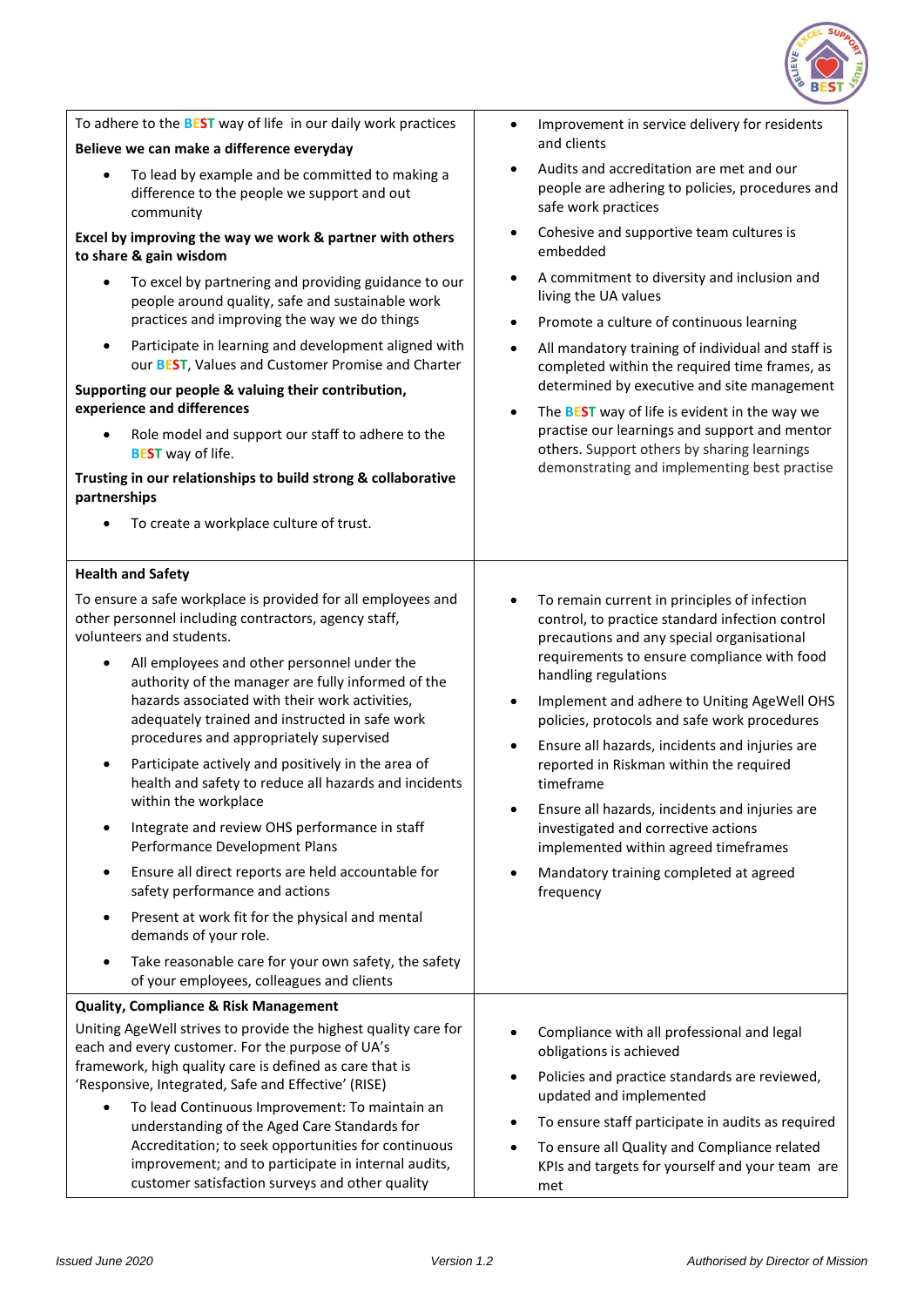| | |
|---|---|
| To adhere to the **BEST** way of life in our daily work practices<br>**Believe we can make a difference everyday**<br>• To lead by example and be committed to making a difference to the people we support and out community<br>**Excel by improving the way we work & partner with others to share & gain wisdom**<br>• To excel by partnering and providing guidance to our people around quality, safe and sustainable work practices and improving the way we do things<br>• Participate in learning and development aligned with our **BEST**, Values and Customer Promise and Charter<br>**Supporting our people & valuing their contribution, experience and differences**<br>• Role model and support our staff to adhere to the **BEST** way of life.<br>**Trusting in our relationships to build strong & collaborative partnerships**<br>• To create a workplace culture of trust. | • Improvement in service delivery for residents and clients<br>• Audits and accreditation are met and our people are adhering to policies, procedures and safe work practices<br>• Cohesive and supportive team cultures is embedded<br>• A commitment to diversity and inclusion and living the UA values<br>• Promote a culture of continuous learning<br>• All mandatory training of individual and staff is completed within the required time frames, as determined by executive and site management<br>• The **BEST** way of life is evident in the way we practise our learnings and support and mentor others. Support others by sharing learnings demonstrating and implementing best practise |
| **Health and Safety**<br>To ensure a safe workplace is provided for all employees and other personnel including contractors, agency staff, volunteers and students.<br>• All employees and other personnel under the authority of the manager are fully informed of the hazards associated with their work activities, adequately trained and instructed in safe work procedures and appropriately supervised<br>• Participate actively and positively in the area of health and safety to reduce all hazards and incidents within the workplace<br>• Integrate and review OHS performance in staff Performance Development Plans<br>• Ensure all direct reports are held accountable for safety performance and actions<br>• Present at work fit for the physical and mental demands of your role.<br>• Take reasonable care for your own safety, the safety of your employees, colleagues and clients | • To remain current in principles of infection control, to practice standard infection control precautions and any special organisational requirements to ensure compliance with food handling regulations<br>• Implement and adhere to Uniting AgeWell OHS policies, protocols and safe work procedures<br>• Ensure all hazards, incidents and injuries are reported in Riskman within the required timeframe<br>• Ensure all hazards, incidents and injuries are investigated and corrective actions implemented within agreed timeframes<br>• Mandatory training completed at agreed frequency |
| **Quality, Compliance & Risk Management**<br>Uniting AgeWell strives to provide the highest quality care for each and every customer. For the purpose of UA's framework, high quality care is defined as care that is 'Responsive, Integrated, Safe and Effective' (RISE)<br>• To lead Continuous Improvement: To maintain an understanding of the Aged Care Standards for Accreditation; to seek opportunities for continuous improvement; and to participate in internal audits, customer satisfaction surveys and other quality | • Compliance with all professional and legal obligations is achieved<br>• Policies and practice standards are reviewed, updated and implemented<br>• To ensure staff participate in audits as required<br>• To ensure all Quality and Compliance related KPIs and targets for yourself and your team are met |

*Issued June 2020* *Version 1.2* *Authorised by Director of Mission*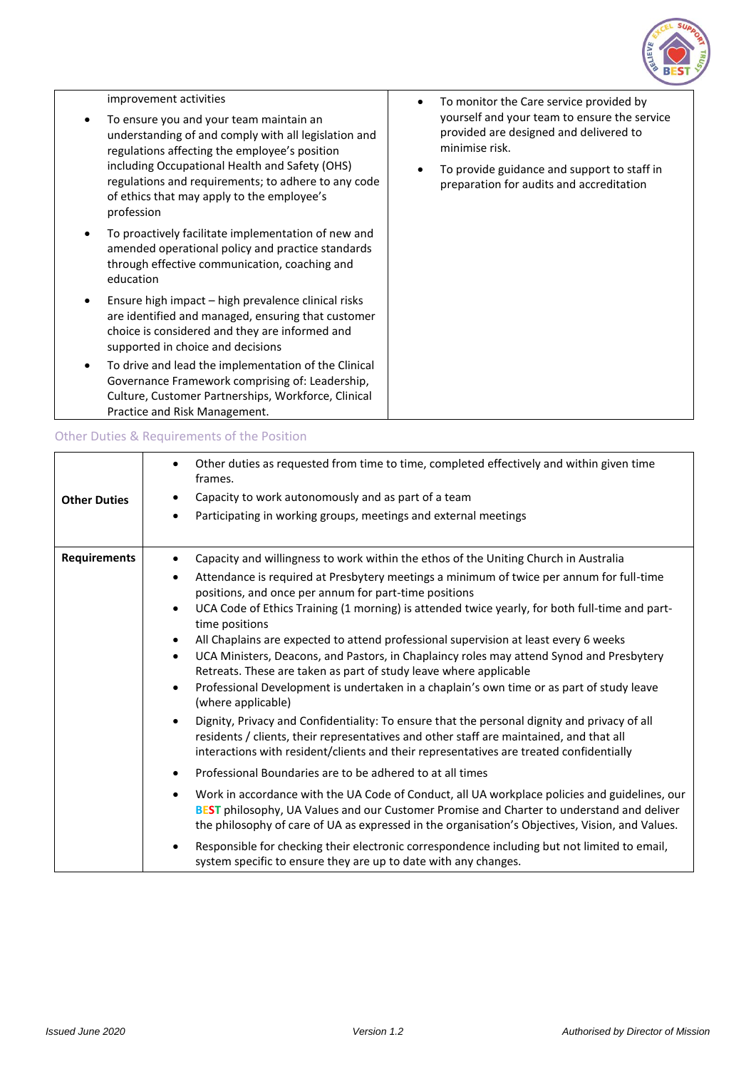| | |
|---|---|
| improvement activities<br>• To ensure you and your team maintain an understanding of and comply with all legislation and regulations affecting the employee's position including Occupational Health and Safety (OHS) regulations and requirements; to adhere to any code of ethics that may apply to the employee's profession<br>• To proactively facilitate implementation of new and amended operational policy and practice standards through effective communication, coaching and education<br>• Ensure high impact – high prevalence clinical risks are identified and managed, ensuring that customer choice is considered and they are informed and supported in choice and decisions<br>• To drive and lead the implementation of the Clinical Governance Framework comprising of: Leadership, Culture, Customer Partnerships, Workforce, Clinical Practice and Risk Management. | • To monitor the Care service provided by yourself and your team to ensure the service provided are designed and delivered to minimise risk.<br>• To provide guidance and support to staff in preparation for audits and accreditation |

## Other Duties & Requirements of the Position

| | |
|---|---|
| **Other Duties** | • Other duties as requested from time to time, completed effectively and within given time frames.<br>• Capacity to work autonomously and as part of a team<br>• Participating in working groups, meetings and external meetings |
| **Requirements** | • Capacity and willingness to work within the ethos of the Uniting Church in Australia<br>• Attendance is required at Presbytery meetings a minimum of twice per annum for full-time positions, and once per annum for part-time positions<br>• UCA Code of Ethics Training (1 morning) is attended twice yearly, for both full-time and part-time positions<br>• All Chaplains are expected to attend professional supervision at least every 6 weeks<br>• UCA Ministers, Deacons, and Pastors, in Chaplaincy roles may attend Synod and Presbytery Retreats. These are taken as part of study leave where applicable<br>• Professional Development is undertaken in a chaplain's own time or as part of study leave (where applicable)<br>• Dignity, Privacy and Confidentiality: To ensure that the personal dignity and privacy of all residents / clients, their representatives and other staff are maintained, and that all interactions with resident/clients and their representatives are treated confidentially<br>• Professional Boundaries are to be adhered to at all times<br>• Work in accordance with the UA Code of Conduct, all UA workplace policies and guidelines, our BEST philosophy, UA Values and our Customer Promise and Charter to understand and deliver the philosophy of care of UA as expressed in the organisation's Objectives, Vision, and Values.<br>• Responsible for checking their electronic correspondence including but not limited to email, system specific to ensure they are up to date with any changes. |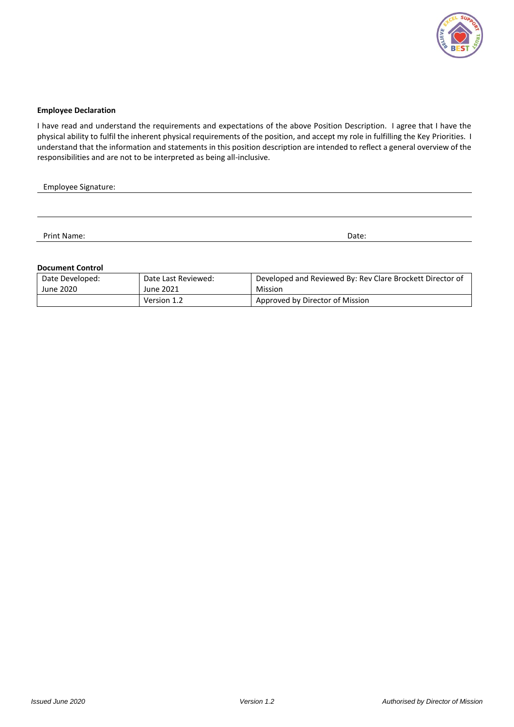**Employee Declaration**

I have read and understand the requirements and expectations of the above Position Description. I agree that I have the physical ability to fulfil the inherent physical requirements of the position, and accept my role in fulfilling the Key Priorities. I understand that the information and statements in this position description are intended to reflect a general overview of the responsibilities and are not to be interpreted as being all-inclusive.

Employee Signature: ______________________________

______________________________

Print Name: ______________________________ Date: ______________

**Document Control**

| | | |
|---|---|---|
| Date Developed: June 2020 | Date Last Reviewed: June 2021 | Developed and Reviewed By: Rev Clare Brockett Director of Mission |
| | Version 1.2 | Approved by Director of Mission |